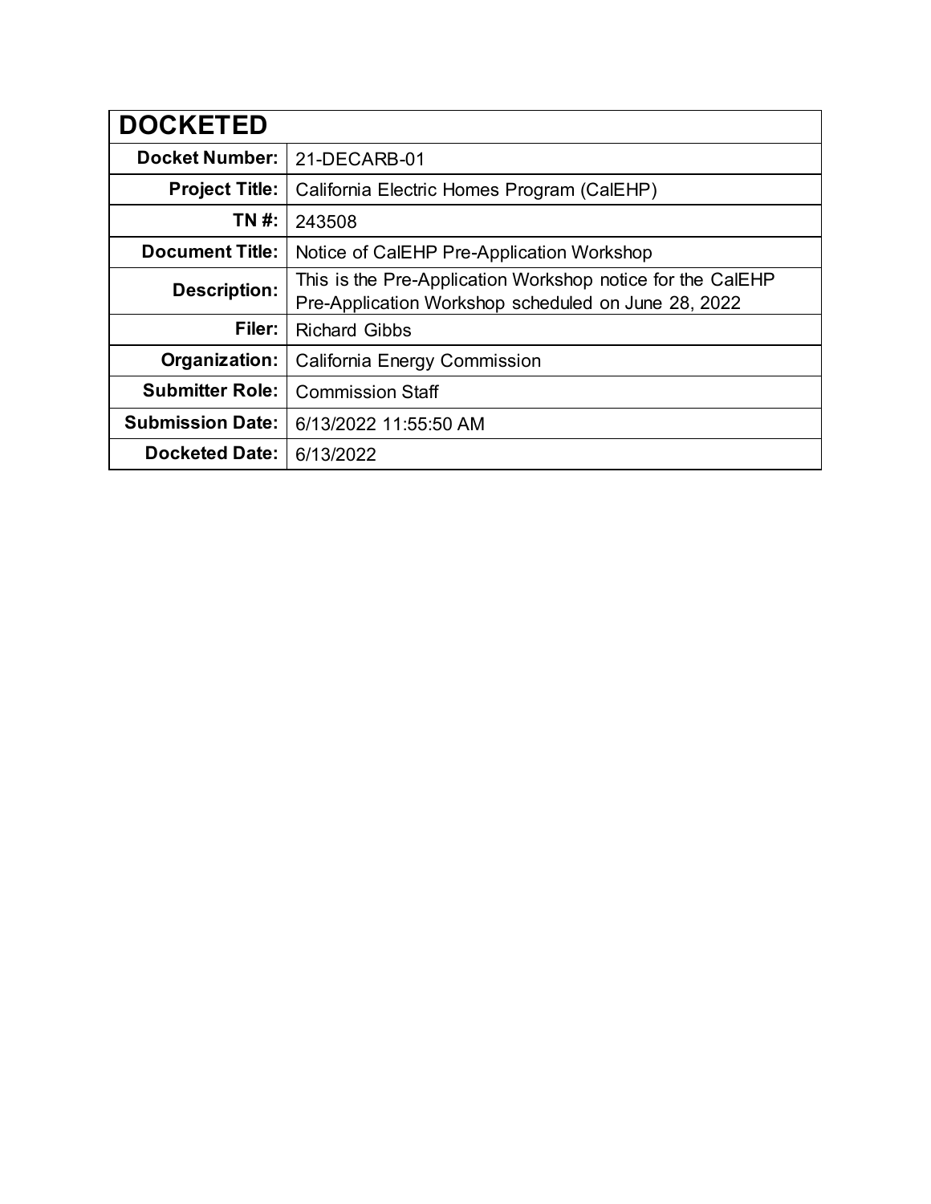| DOCKETED | |
|---|---|
| **Docket Number:** | 21-DECARB-01 |
| **Project Title:** | California Electric Homes Program (CalEHP) |
| **TN #:** | 243508 |
| **Document Title:** | Notice of CalEHP Pre-Application Workshop |
| **Description:** | This is the Pre-Application Workshop notice for the CalEHP Pre-Application Workshop scheduled on June 28, 2022 |
| **Filer:** | Richard Gibbs |
| **Organization:** | California Energy Commission |
| **Submitter Role:** | Commission Staff |
| **Submission Date:** | 6/13/2022 11:55:50 AM |
| **Docketed Date:** | 6/13/2022 |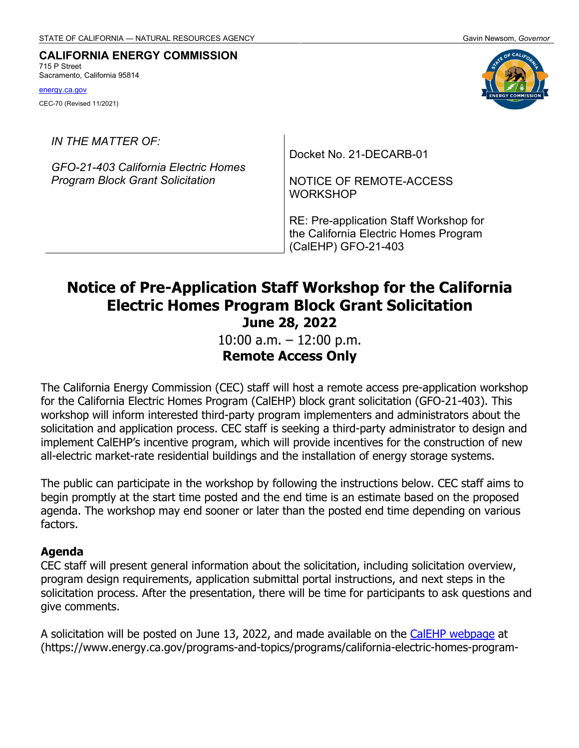STATE OF CALIFORNIA — NATURAL RESOURCES AGENCY Gavin Newsom, *Governor*

**CALIFORNIA ENERGY COMMISSION**
715 P Street
Sacramento, California 95814

energy.ca.gov

CEC-70 (Revised 11/2021)

| *IN THE MATTER OF:*<br><br>*GFO-21-403 California Electric Homes Program Block Grant Solicitation* | Docket No. 21-DECARB-01<br><br>NOTICE OF REMOTE-ACCESS WORKSHOP<br><br>RE: Pre-application Staff Workshop for the California Electric Homes Program (CalEHP) GFO-21-403 |
|---|---|

# Notice of Pre-Application Staff Workshop for the California Electric Homes Program Block Grant Solicitation

**June 28, 2022**

10:00 a.m. – 12:00 p.m.

**Remote Access Only**

The California Energy Commission (CEC) staff will host a remote access pre-application workshop for the California Electric Homes Program (CalEHP) block grant solicitation (GFO-21-403). This workshop will inform interested third-party program implementers and administrators about the solicitation and application process. CEC staff is seeking a third-party administrator to design and implement CalEHP's incentive program, which will provide incentives for the construction of new all-electric market-rate residential buildings and the installation of energy storage systems.

The public can participate in the workshop by following the instructions below. CEC staff aims to begin promptly at the start time posted and the end time is an estimate based on the proposed agenda. The workshop may end sooner or later than the posted end time depending on various factors.

## Agenda

CEC staff will present general information about the solicitation, including solicitation overview, program design requirements, application submittal portal instructions, and next steps in the solicitation process. After the presentation, there will be time for participants to ask questions and give comments.

A solicitation will be posted on June 13, 2022, and made available on the CalEHP webpage at (https://www.energy.ca.gov/programs-and-topics/programs/california-electric-homes-program-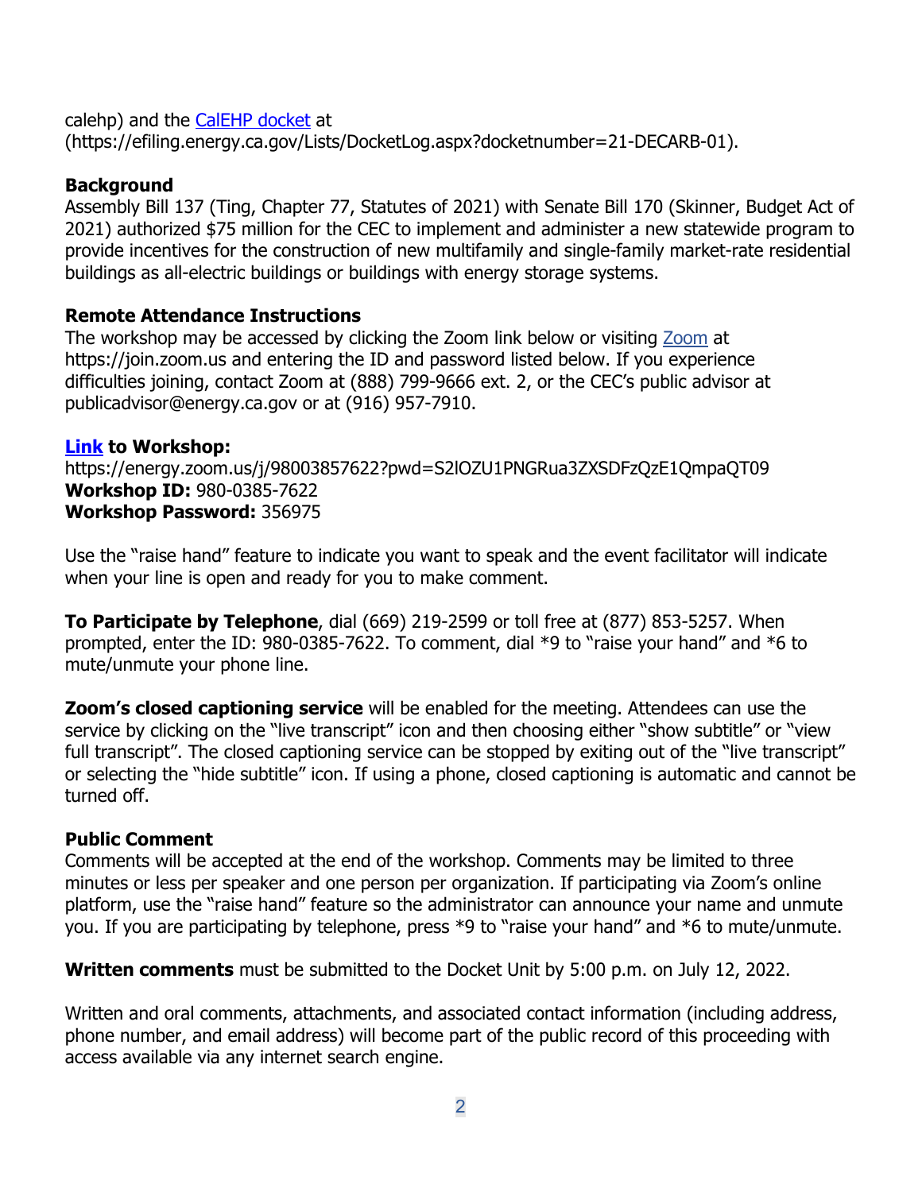calehp) and the CalEHP docket at (https://efiling.energy.ca.gov/Lists/DocketLog.aspx?docketnumber=21-DECARB-01).

**Background**
Assembly Bill 137 (Ting, Chapter 77, Statutes of 2021) with Senate Bill 170 (Skinner, Budget Act of 2021) authorized $75 million for the CEC to implement and administer a new statewide program to provide incentives for the construction of new multifamily and single-family market-rate residential buildings as all-electric buildings or buildings with energy storage systems.

**Remote Attendance Instructions**
The workshop may be accessed by clicking the Zoom link below or visiting Zoom at https://join.zoom.us and entering the ID and password listed below. If you experience difficulties joining, contact Zoom at (888) 799-9666 ext. 2, or the CEC's public advisor at publicadvisor@energy.ca.gov or at (916) 957-7910.

**Link to Workshop:**
https://energy.zoom.us/j/98003857622?pwd=S2lOZU1PNGRua3ZXSDFzQzE1QmpaQT09
**Workshop ID:** 980-0385-7622
**Workshop Password:** 356975

Use the "raise hand" feature to indicate you want to speak and the event facilitator will indicate when your line is open and ready for you to make comment.

**To Participate by Telephone**, dial (669) 219-2599 or toll free at (877) 853-5257. When prompted, enter the ID: 980-0385-7622. To comment, dial *9 to "raise your hand" and *6 to mute/unmute your phone line.

**Zoom's closed captioning service** will be enabled for the meeting. Attendees can use the service by clicking on the "live transcript" icon and then choosing either "show subtitle" or "view full transcript". The closed captioning service can be stopped by exiting out of the "live transcript" or selecting the "hide subtitle" icon. If using a phone, closed captioning is automatic and cannot be turned off.

**Public Comment**
Comments will be accepted at the end of the workshop. Comments may be limited to three minutes or less per speaker and one person per organization. If participating via Zoom's online platform, use the "raise hand" feature so the administrator can announce your name and unmute you. If you are participating by telephone, press *9 to "raise your hand" and *6 to mute/unmute.

**Written comments** must be submitted to the Docket Unit by 5:00 p.m. on July 12, 2022.

Written and oral comments, attachments, and associated contact information (including address, phone number, and email address) will become part of the public record of this proceeding with access available via any internet search engine.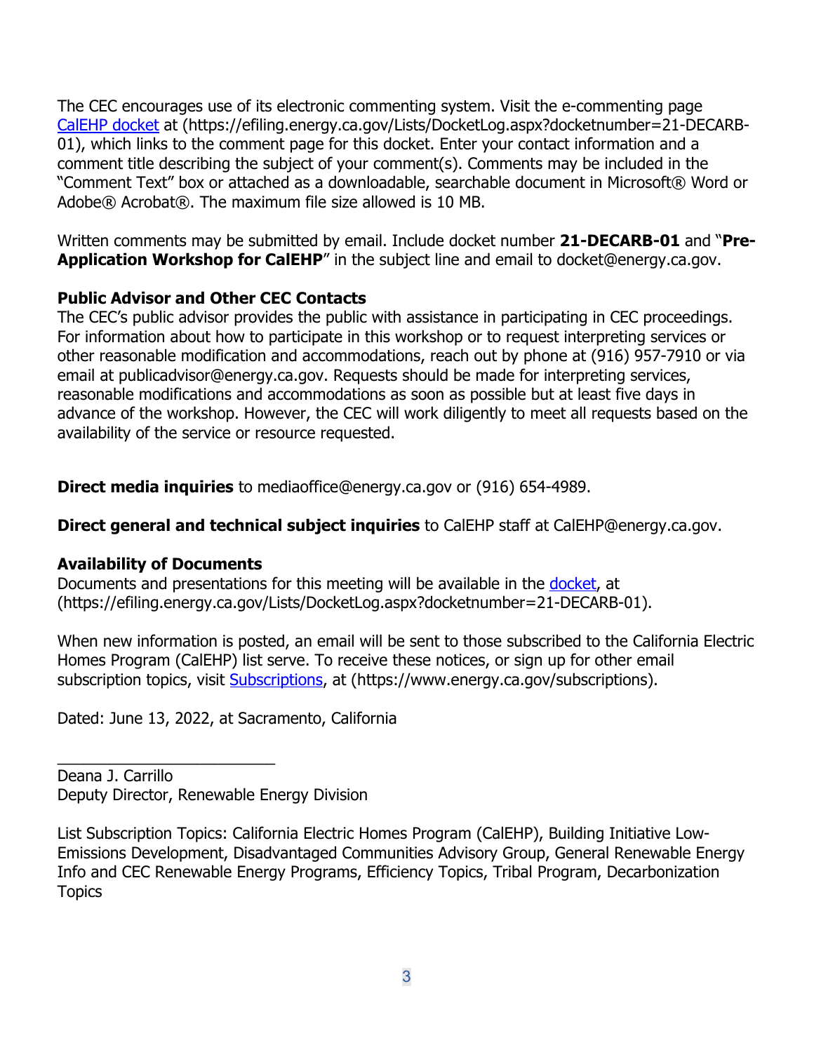The CEC encourages use of its electronic commenting system. Visit the e-commenting page [CalEHP docket](https://efiling.energy.ca.gov/Lists/DocketLog.aspx?docketnumber=21-DECARB-01) at (https://efiling.energy.ca.gov/Lists/DocketLog.aspx?docketnumber=21-DECARB-01), which links to the comment page for this docket. Enter your contact information and a comment title describing the subject of your comment(s). Comments may be included in the "Comment Text" box or attached as a downloadable, searchable document in Microsoft® Word or Adobe® Acrobat®. The maximum file size allowed is 10 MB.

Written comments may be submitted by email. Include docket number **21-DECARB-01** and "**Pre-Application Workshop for CalEHP**" in the subject line and email to docket@energy.ca.gov.

**Public Advisor and Other CEC Contacts**

The CEC's public advisor provides the public with assistance in participating in CEC proceedings. For information about how to participate in this workshop or to request interpreting services or other reasonable modification and accommodations, reach out by phone at (916) 957-7910 or via email at publicadvisor@energy.ca.gov. Requests should be made for interpreting services, reasonable modifications and accommodations as soon as possible but at least five days in advance of the workshop. However, the CEC will work diligently to meet all requests based on the availability of the service or resource requested.

**Direct media inquiries** to mediaoffice@energy.ca.gov or (916) 654-4989.

**Direct general and technical subject inquiries** to CalEHP staff at CalEHP@energy.ca.gov.

**Availability of Documents**

Documents and presentations for this meeting will be available in the [docket](https://efiling.energy.ca.gov/Lists/DocketLog.aspx?docketnumber=21-DECARB-01), at (https://efiling.energy.ca.gov/Lists/DocketLog.aspx?docketnumber=21-DECARB-01).

When new information is posted, an email will be sent to those subscribed to the California Electric Homes Program (CalEHP) list serve. To receive these notices, or sign up for other email subscription topics, visit [Subscriptions](https://www.energy.ca.gov/subscriptions), at (https://www.energy.ca.gov/subscriptions).

Dated: June 13, 2022, at Sacramento, California

_________________________

Deana J. Carrillo
Deputy Director, Renewable Energy Division

List Subscription Topics: California Electric Homes Program (CalEHP), Building Initiative Low-Emissions Development, Disadvantaged Communities Advisory Group, General Renewable Energy Info and CEC Renewable Energy Programs, Efficiency Topics, Tribal Program, Decarbonization Topics